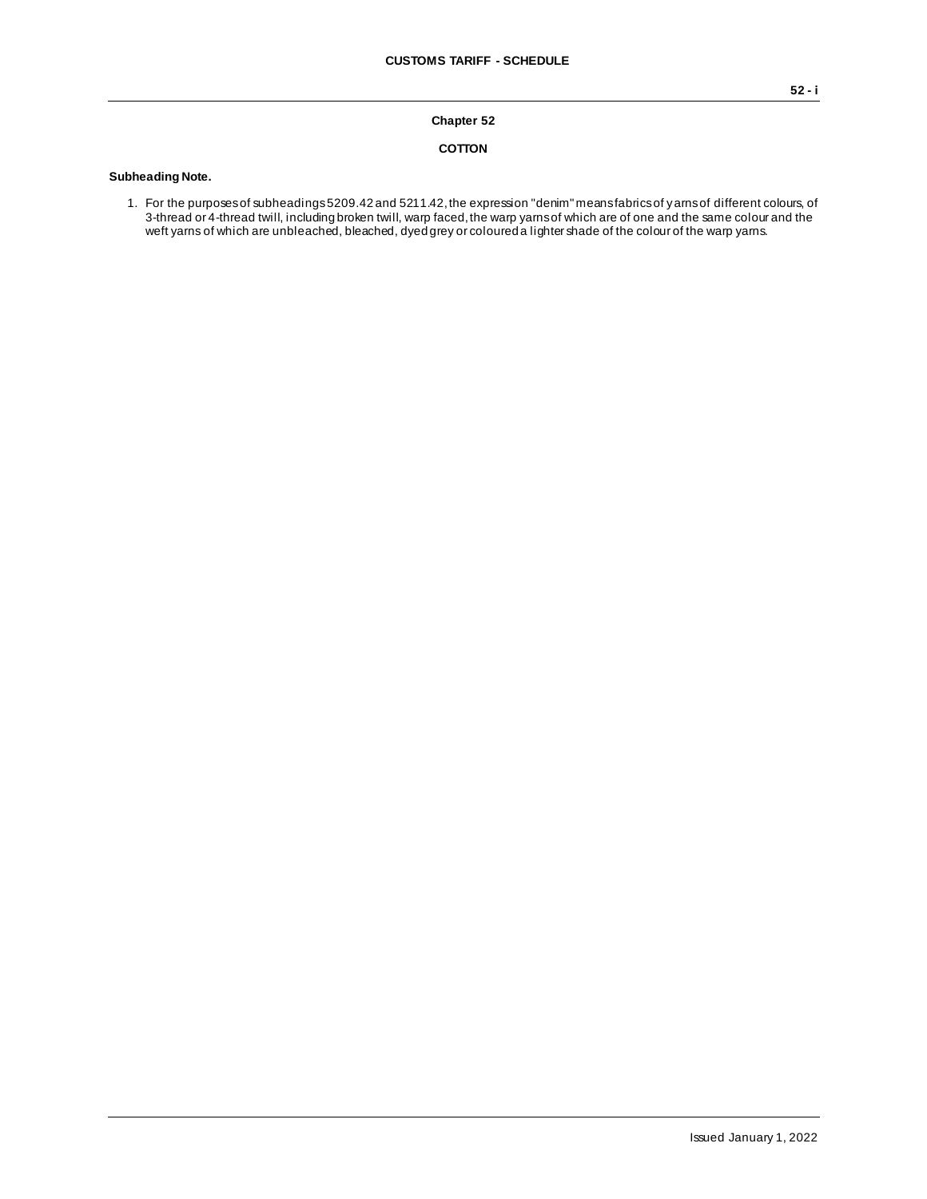# Chapter 52

## COTTON

**Subheading Note.**

1. For the purposes of subheadings 5209.42 and 5211.42, the expression "denim" means fabrics of yarns of different colours, of 3-thread or 4-thread twill, including broken twill, warp faced, the warp yarns of which are of one and the same colour and the weft yarns of which are unbleached, bleached, dyed grey or coloured a lighter shade of the colour of the warp yarns.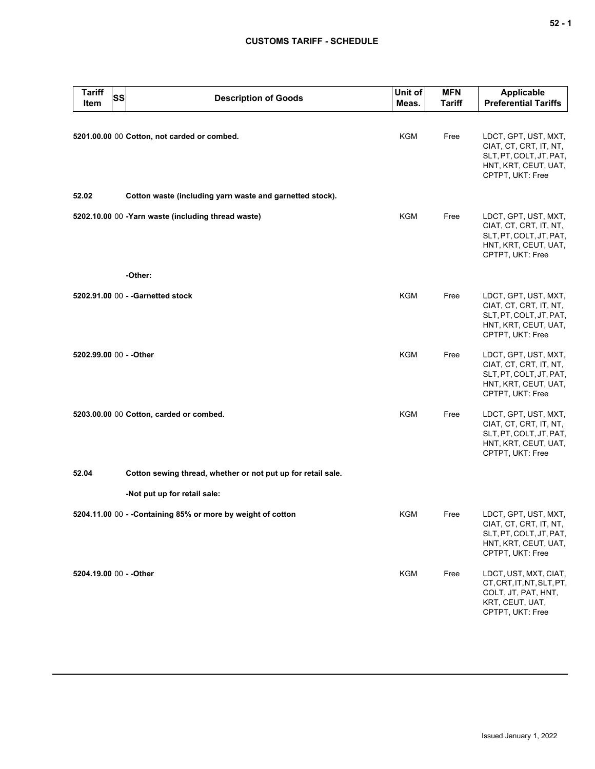| Tariff Item | SS | Description of Goods | Unit of Meas. | MFN Tariff | Applicable Preferential Tariffs |
|---|---|---|---|---|---|
| **5201.00.00** | 00 | **Cotton, not carded or combed.** | KGM | Free | LDCT, GPT, UST, MXT, CIAT, CT, CRT, IT, NT, SLT, PT, COLT, JT, PAT, HNT, KRT, CEUT, UAT, CPTPT, UKT: Free |
| **52.02** | | **Cotton waste (including yarn waste and garnetted stock).** | | | |
| **5202.10.00** | 00 | **-Yarn waste (including thread waste)** | KGM | Free | LDCT, GPT, UST, MXT, CIAT, CT, CRT, IT, NT, SLT, PT, COLT, JT, PAT, HNT, KRT, CEUT, UAT, CPTPT, UKT: Free |
| | | **-Other:** | | | |
| **5202.91.00** | 00 | **- -Garnetted stock** | KGM | Free | LDCT, GPT, UST, MXT, CIAT, CT, CRT, IT, NT, SLT, PT, COLT, JT, PAT, HNT, KRT, CEUT, UAT, CPTPT, UKT: Free |
| **5202.99.00** | 00 | **- -Other** | KGM | Free | LDCT, GPT, UST, MXT, CIAT, CT, CRT, IT, NT, SLT, PT, COLT, JT, PAT, HNT, KRT, CEUT, UAT, CPTPT, UKT: Free |
| **5203.00.00** | 00 | **Cotton, carded or combed.** | KGM | Free | LDCT, GPT, UST, MXT, CIAT, CT, CRT, IT, NT, SLT, PT, COLT, JT, PAT, HNT, KRT, CEUT, UAT, CPTPT, UKT: Free |
| **52.04** | | **Cotton sewing thread, whether or not put up for retail sale.** | | | |
| | | **-Not put up for retail sale:** | | | |
| **5204.11.00** | 00 | **- -Containing 85% or more by weight of cotton** | KGM | Free | LDCT, GPT, UST, MXT, CIAT, CT, CRT, IT, NT, SLT, PT, COLT, JT, PAT, HNT, KRT, CEUT, UAT, CPTPT, UKT: Free |
| **5204.19.00** | 00 | **- -Other** | KGM | Free | LDCT, UST, MXT, CIAT, CT, CRT, IT, NT, SLT, PT, COLT, JT, PAT, HNT, KRT, CEUT, UAT, CPTPT, UKT: Free |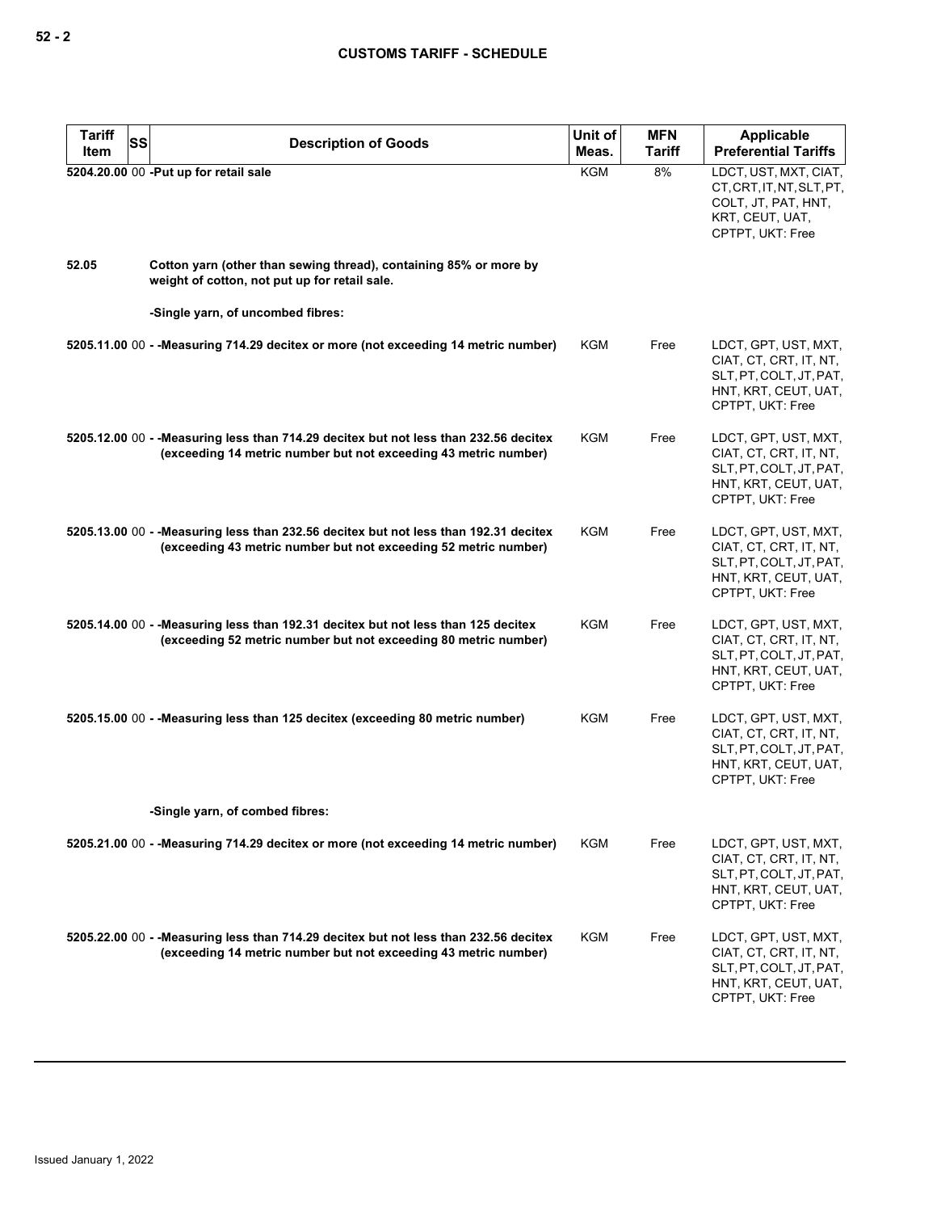| Tariff Item | SS | Description of Goods | Unit of Meas. | MFN Tariff | Applicable Preferential Tariffs |
|---|---|---|---|---|---|
| 5204.20.00 | 00 | -Put up for retail sale | KGM | 8% | LDCT, UST, MXT, CIAT, CT, CRT, IT, NT, SLT, PT, COLT, JT, PAT, HNT, KRT, CEUT, UAT, CPTPT, UKT: Free |
| 52.05 | | Cotton yarn (other than sewing thread), containing 85% or more by weight of cotton, not put up for retail sale. | | | |
| | | -Single yarn, of uncombed fibres: | | | |
| 5205.11.00 | 00 | - -Measuring 714.29 decitex or more (not exceeding 14 metric number) | KGM | Free | LDCT, GPT, UST, MXT, CIAT, CT, CRT, IT, NT, SLT, PT, COLT, JT, PAT, HNT, KRT, CEUT, UAT, CPTPT, UKT: Free |
| 5205.12.00 | 00 | - -Measuring less than 714.29 decitex but not less than 232.56 decitex (exceeding 14 metric number but not exceeding 43 metric number) | KGM | Free | LDCT, GPT, UST, MXT, CIAT, CT, CRT, IT, NT, SLT, PT, COLT, JT, PAT, HNT, KRT, CEUT, UAT, CPTPT, UKT: Free |
| 5205.13.00 | 00 | - -Measuring less than 232.56 decitex but not less than 192.31 decitex (exceeding 43 metric number but not exceeding 52 metric number) | KGM | Free | LDCT, GPT, UST, MXT, CIAT, CT, CRT, IT, NT, SLT, PT, COLT, JT, PAT, HNT, KRT, CEUT, UAT, CPTPT, UKT: Free |
| 5205.14.00 | 00 | - -Measuring less than 192.31 decitex but not less than 125 decitex (exceeding 52 metric number but not exceeding 80 metric number) | KGM | Free | LDCT, GPT, UST, MXT, CIAT, CT, CRT, IT, NT, SLT, PT, COLT, JT, PAT, HNT, KRT, CEUT, UAT, CPTPT, UKT: Free |
| 5205.15.00 | 00 | - -Measuring less than 125 decitex (exceeding 80 metric number) | KGM | Free | LDCT, GPT, UST, MXT, CIAT, CT, CRT, IT, NT, SLT, PT, COLT, JT, PAT, HNT, KRT, CEUT, UAT, CPTPT, UKT: Free |
| | | -Single yarn, of combed fibres: | | | |
| 5205.21.00 | 00 | - -Measuring 714.29 decitex or more (not exceeding 14 metric number) | KGM | Free | LDCT, GPT, UST, MXT, CIAT, CT, CRT, IT, NT, SLT, PT, COLT, JT, PAT, HNT, KRT, CEUT, UAT, CPTPT, UKT: Free |
| 5205.22.00 | 00 | - -Measuring less than 714.29 decitex but not less than 232.56 decitex (exceeding 14 metric number but not exceeding 43 metric number) | KGM | Free | LDCT, GPT, UST, MXT, CIAT, CT, CRT, IT, NT, SLT, PT, COLT, JT, PAT, HNT, KRT, CEUT, UAT, CPTPT, UKT: Free |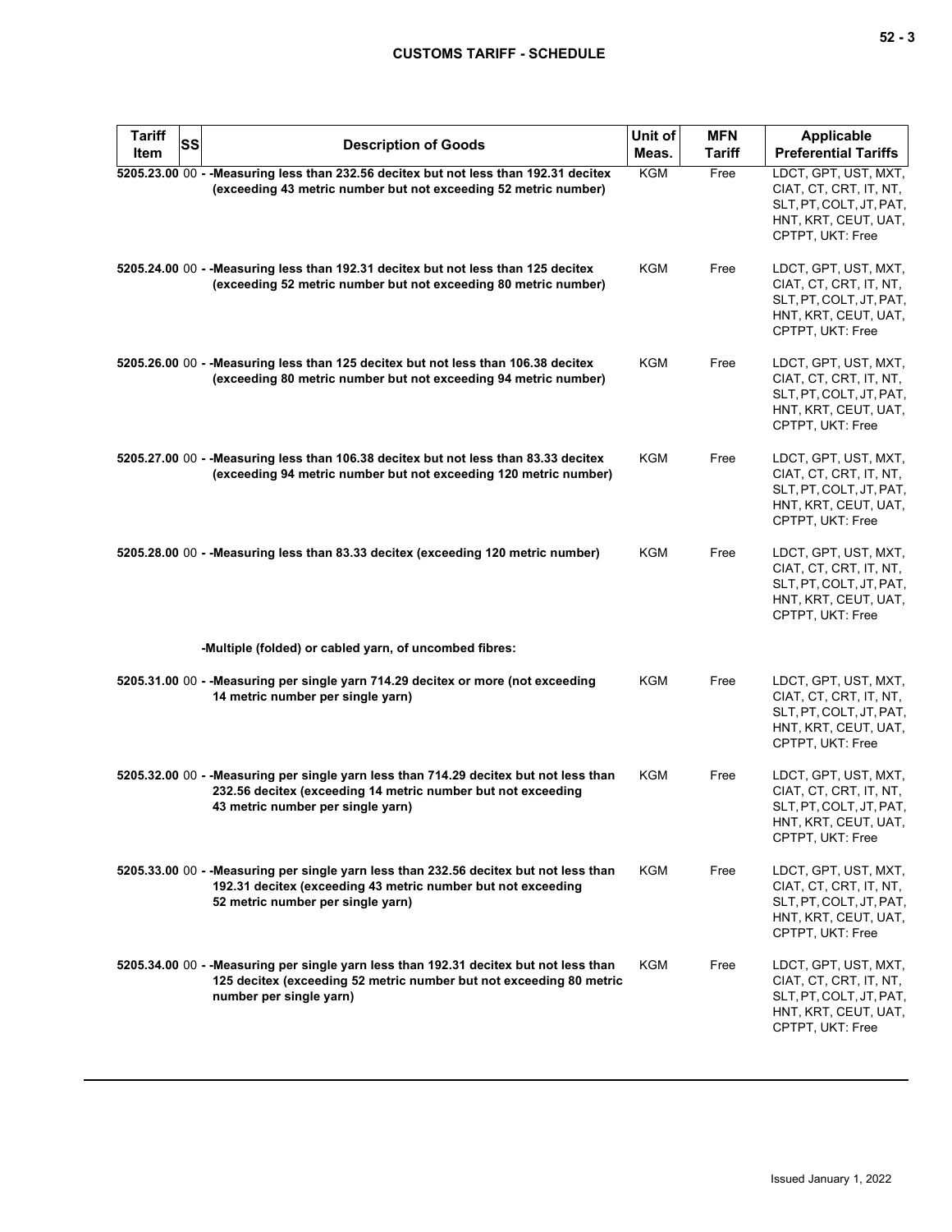| Tariff Item | SS | Description of Goods | Unit of Meas. | MFN Tariff | Applicable Preferential Tariffs |
|---|---|---|---|---|---|
| 5205.23.00 | 00 | - -Measuring less than 232.56 decitex but not less than 192.31 decitex (exceeding 43 metric number but not exceeding 52 metric number) | KGM | Free | LDCT, GPT, UST, MXT, CIAT, CT, CRT, IT, NT, SLT, PT, COLT, JT, PAT, HNT, KRT, CEUT, UAT, CPTPT, UKT: Free |
| 5205.24.00 | 00 | - -Measuring less than 192.31 decitex but not less than 125 decitex (exceeding 52 metric number but not exceeding 80 metric number) | KGM | Free | LDCT, GPT, UST, MXT, CIAT, CT, CRT, IT, NT, SLT, PT, COLT, JT, PAT, HNT, KRT, CEUT, UAT, CPTPT, UKT: Free |
| 5205.26.00 | 00 | - -Measuring less than 125 decitex but not less than 106.38 decitex (exceeding 80 metric number but not exceeding 94 metric number) | KGM | Free | LDCT, GPT, UST, MXT, CIAT, CT, CRT, IT, NT, SLT, PT, COLT, JT, PAT, HNT, KRT, CEUT, UAT, CPTPT, UKT: Free |
| 5205.27.00 | 00 | - -Measuring less than 106.38 decitex but not less than 83.33 decitex (exceeding 94 metric number but not exceeding 120 metric number) | KGM | Free | LDCT, GPT, UST, MXT, CIAT, CT, CRT, IT, NT, SLT, PT, COLT, JT, PAT, HNT, KRT, CEUT, UAT, CPTPT, UKT: Free |
| 5205.28.00 | 00 | - -Measuring less than 83.33 decitex (exceeding 120 metric number) | KGM | Free | LDCT, GPT, UST, MXT, CIAT, CT, CRT, IT, NT, SLT, PT, COLT, JT, PAT, HNT, KRT, CEUT, UAT, CPTPT, UKT: Free |
| | | -Multiple (folded) or cabled yarn, of uncombed fibres: | | | |
| 5205.31.00 | 00 | - -Measuring per single yarn 714.29 decitex or more (not exceeding 14 metric number per single yarn) | KGM | Free | LDCT, GPT, UST, MXT, CIAT, CT, CRT, IT, NT, SLT, PT, COLT, JT, PAT, HNT, KRT, CEUT, UAT, CPTPT, UKT: Free |
| 5205.32.00 | 00 | - -Measuring per single yarn less than 714.29 decitex but not less than 232.56 decitex (exceeding 14 metric number but not exceeding 43 metric number per single yarn) | KGM | Free | LDCT, GPT, UST, MXT, CIAT, CT, CRT, IT, NT, SLT, PT, COLT, JT, PAT, HNT, KRT, CEUT, UAT, CPTPT, UKT: Free |
| 5205.33.00 | 00 | - -Measuring per single yarn less than 232.56 decitex but not less than 192.31 decitex (exceeding 43 metric number but not exceeding 52 metric number per single yarn) | KGM | Free | LDCT, GPT, UST, MXT, CIAT, CT, CRT, IT, NT, SLT, PT, COLT, JT, PAT, HNT, KRT, CEUT, UAT, CPTPT, UKT: Free |
| 5205.34.00 | 00 | - -Measuring per single yarn less than 192.31 decitex but not less than 125 decitex (exceeding 52 metric number but not exceeding 80 metric number per single yarn) | KGM | Free | LDCT, GPT, UST, MXT, CIAT, CT, CRT, IT, NT, SLT, PT, COLT, JT, PAT, HNT, KRT, CEUT, UAT, CPTPT, UKT: Free |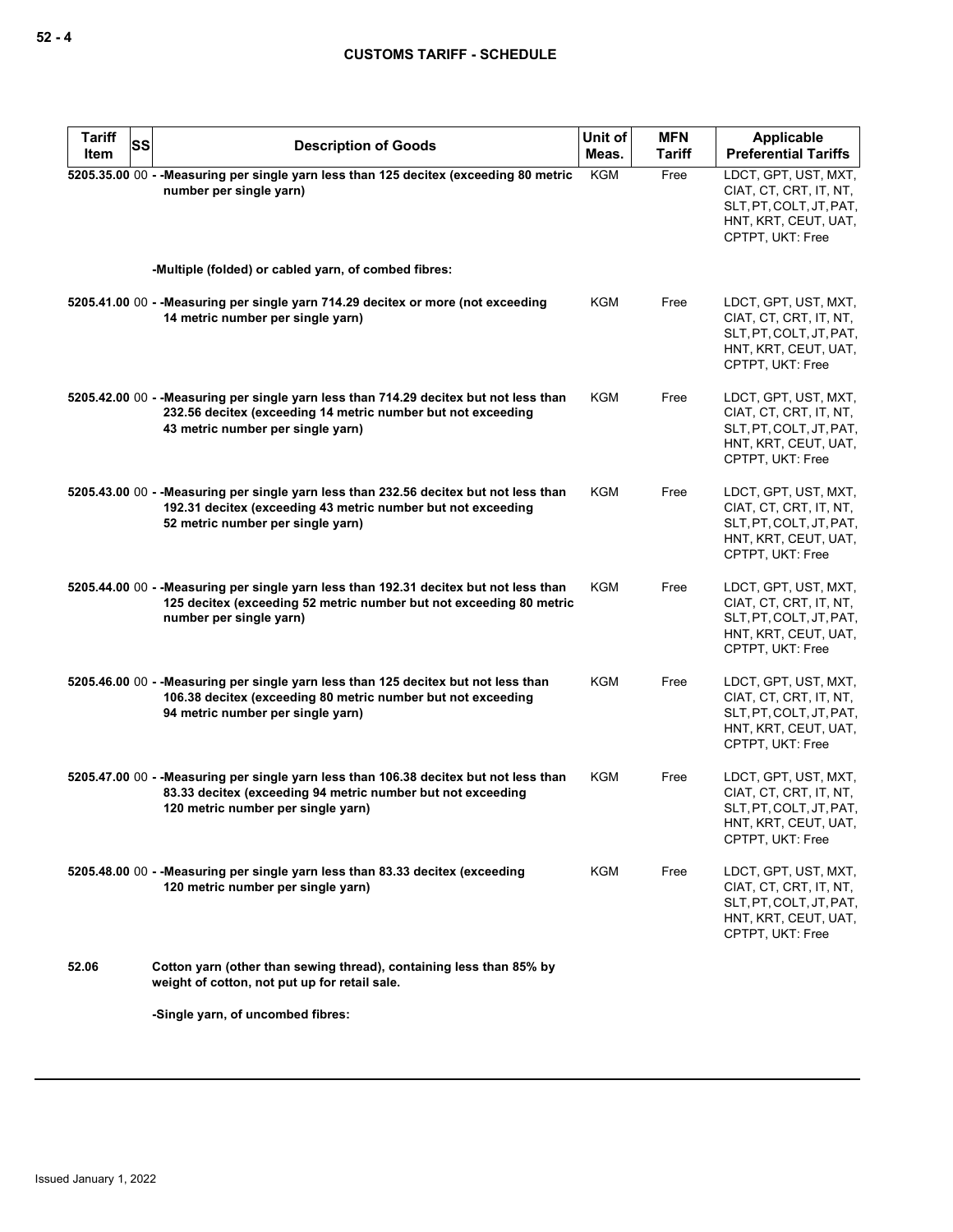| Tariff Item | SS | Description of Goods | Unit of Meas. | MFN Tariff | Applicable Preferential Tariffs |
|---|---|---|---|---|---|
| 5205.35.00 | 00 | - -Measuring per single yarn less than 125 decitex (exceeding 80 metric number per single yarn) | KGM | Free | LDCT, GPT, UST, MXT, CIAT, CT, CRT, IT, NT, SLT, PT, COLT, JT, PAT, HNT, KRT, CEUT, UAT, CPTPT, UKT: Free |
| | | -Multiple (folded) or cabled yarn, of combed fibres: | | | |
| 5205.41.00 | 00 | - -Measuring per single yarn 714.29 decitex or more (not exceeding 14 metric number per single yarn) | KGM | Free | LDCT, GPT, UST, MXT, CIAT, CT, CRT, IT, NT, SLT, PT, COLT, JT, PAT, HNT, KRT, CEUT, UAT, CPTPT, UKT: Free |
| 5205.42.00 | 00 | - -Measuring per single yarn less than 714.29 decitex but not less than 232.56 decitex (exceeding 14 metric number but not exceeding 43 metric number per single yarn) | KGM | Free | LDCT, GPT, UST, MXT, CIAT, CT, CRT, IT, NT, SLT, PT, COLT, JT, PAT, HNT, KRT, CEUT, UAT, CPTPT, UKT: Free |
| 5205.43.00 | 00 | - -Measuring per single yarn less than 232.56 decitex but not less than 192.31 decitex (exceeding 43 metric number but not exceeding 52 metric number per single yarn) | KGM | Free | LDCT, GPT, UST, MXT, CIAT, CT, CRT, IT, NT, SLT, PT, COLT, JT, PAT, HNT, KRT, CEUT, UAT, CPTPT, UKT: Free |
| 5205.44.00 | 00 | - -Measuring per single yarn less than 192.31 decitex but not less than 125 decitex (exceeding 52 metric number but not exceeding 80 metric number per single yarn) | KGM | Free | LDCT, GPT, UST, MXT, CIAT, CT, CRT, IT, NT, SLT, PT, COLT, JT, PAT, HNT, KRT, CEUT, UAT, CPTPT, UKT: Free |
| 5205.46.00 | 00 | - -Measuring per single yarn less than 125 decitex but not less than 106.38 decitex (exceeding 80 metric number but not exceeding 94 metric number per single yarn) | KGM | Free | LDCT, GPT, UST, MXT, CIAT, CT, CRT, IT, NT, SLT, PT, COLT, JT, PAT, HNT, KRT, CEUT, UAT, CPTPT, UKT: Free |
| 5205.47.00 | 00 | - -Measuring per single yarn less than 106.38 decitex but not less than 83.33 decitex (exceeding 94 metric number but not exceeding 120 metric number per single yarn) | KGM | Free | LDCT, GPT, UST, MXT, CIAT, CT, CRT, IT, NT, SLT, PT, COLT, JT, PAT, HNT, KRT, CEUT, UAT, CPTPT, UKT: Free |
| 5205.48.00 | 00 | - -Measuring per single yarn less than 83.33 decitex (exceeding 120 metric number per single yarn) | KGM | Free | LDCT, GPT, UST, MXT, CIAT, CT, CRT, IT, NT, SLT, PT, COLT, JT, PAT, HNT, KRT, CEUT, UAT, CPTPT, UKT: Free |
| 52.06 | | Cotton yarn (other than sewing thread), containing less than 85% by weight of cotton, not put up for retail sale. | | | |
| | | -Single yarn, of uncombed fibres: | | | |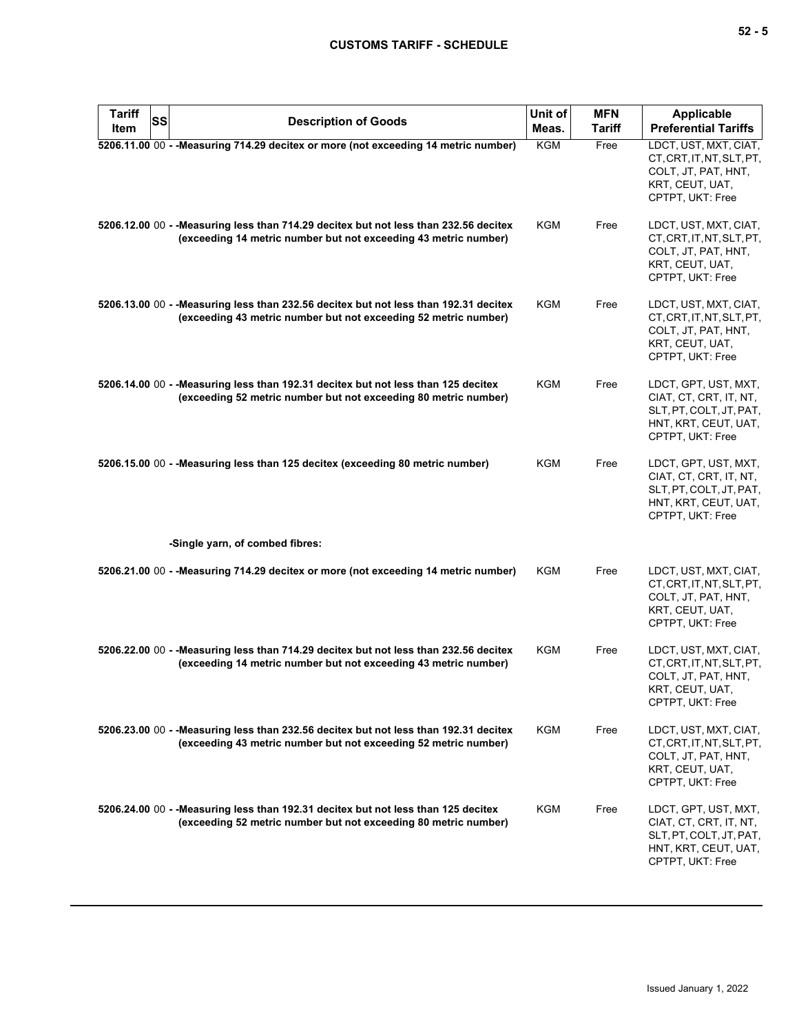| Tariff Item | SS | Description of Goods | Unit of Meas. | MFN Tariff | Applicable Preferential Tariffs |
|---|---|---|---|---|---|
| 5206.11.00 | 00 | - -Measuring 714.29 decitex or more (not exceeding 14 metric number) | KGM | Free | LDCT, UST, MXT, CIAT, CT, CRT, IT, NT, SLT, PT, COLT, JT, PAT, HNT, KRT, CEUT, UAT, CPTPT, UKT: Free |
| 5206.12.00 | 00 | - -Measuring less than 714.29 decitex but not less than 232.56 decitex (exceeding 14 metric number but not exceeding 43 metric number) | KGM | Free | LDCT, UST, MXT, CIAT, CT, CRT, IT, NT, SLT, PT, COLT, JT, PAT, HNT, KRT, CEUT, UAT, CPTPT, UKT: Free |
| 5206.13.00 | 00 | - -Measuring less than 232.56 decitex but not less than 192.31 decitex (exceeding 43 metric number but not exceeding 52 metric number) | KGM | Free | LDCT, UST, MXT, CIAT, CT, CRT, IT, NT, SLT, PT, COLT, JT, PAT, HNT, KRT, CEUT, UAT, CPTPT, UKT: Free |
| 5206.14.00 | 00 | - -Measuring less than 192.31 decitex but not less than 125 decitex (exceeding 52 metric number but not exceeding 80 metric number) | KGM | Free | LDCT, GPT, UST, MXT, CIAT, CT, CRT, IT, NT, SLT, PT, COLT, JT, PAT, HNT, KRT, CEUT, UAT, CPTPT, UKT: Free |
| 5206.15.00 | 00 | - -Measuring less than 125 decitex (exceeding 80 metric number) | KGM | Free | LDCT, GPT, UST, MXT, CIAT, CT, CRT, IT, NT, SLT, PT, COLT, JT, PAT, HNT, KRT, CEUT, UAT, CPTPT, UKT: Free |
| | | -Single yarn, of combed fibres: | | | |
| 5206.21.00 | 00 | - -Measuring 714.29 decitex or more (not exceeding 14 metric number) | KGM | Free | LDCT, UST, MXT, CIAT, CT, CRT, IT, NT, SLT, PT, COLT, JT, PAT, HNT, KRT, CEUT, UAT, CPTPT, UKT: Free |
| 5206.22.00 | 00 | - -Measuring less than 714.29 decitex but not less than 232.56 decitex (exceeding 14 metric number but not exceeding 43 metric number) | KGM | Free | LDCT, UST, MXT, CIAT, CT, CRT, IT, NT, SLT, PT, COLT, JT, PAT, HNT, KRT, CEUT, UAT, CPTPT, UKT: Free |
| 5206.23.00 | 00 | - -Measuring less than 232.56 decitex but not less than 192.31 decitex (exceeding 43 metric number but not exceeding 52 metric number) | KGM | Free | LDCT, UST, MXT, CIAT, CT, CRT, IT, NT, SLT, PT, COLT, JT, PAT, HNT, KRT, CEUT, UAT, CPTPT, UKT: Free |
| 5206.24.00 | 00 | - -Measuring less than 192.31 decitex but not less than 125 decitex (exceeding 52 metric number but not exceeding 80 metric number) | KGM | Free | LDCT, GPT, UST, MXT, CIAT, CT, CRT, IT, NT, SLT, PT, COLT, JT, PAT, HNT, KRT, CEUT, UAT, CPTPT, UKT: Free |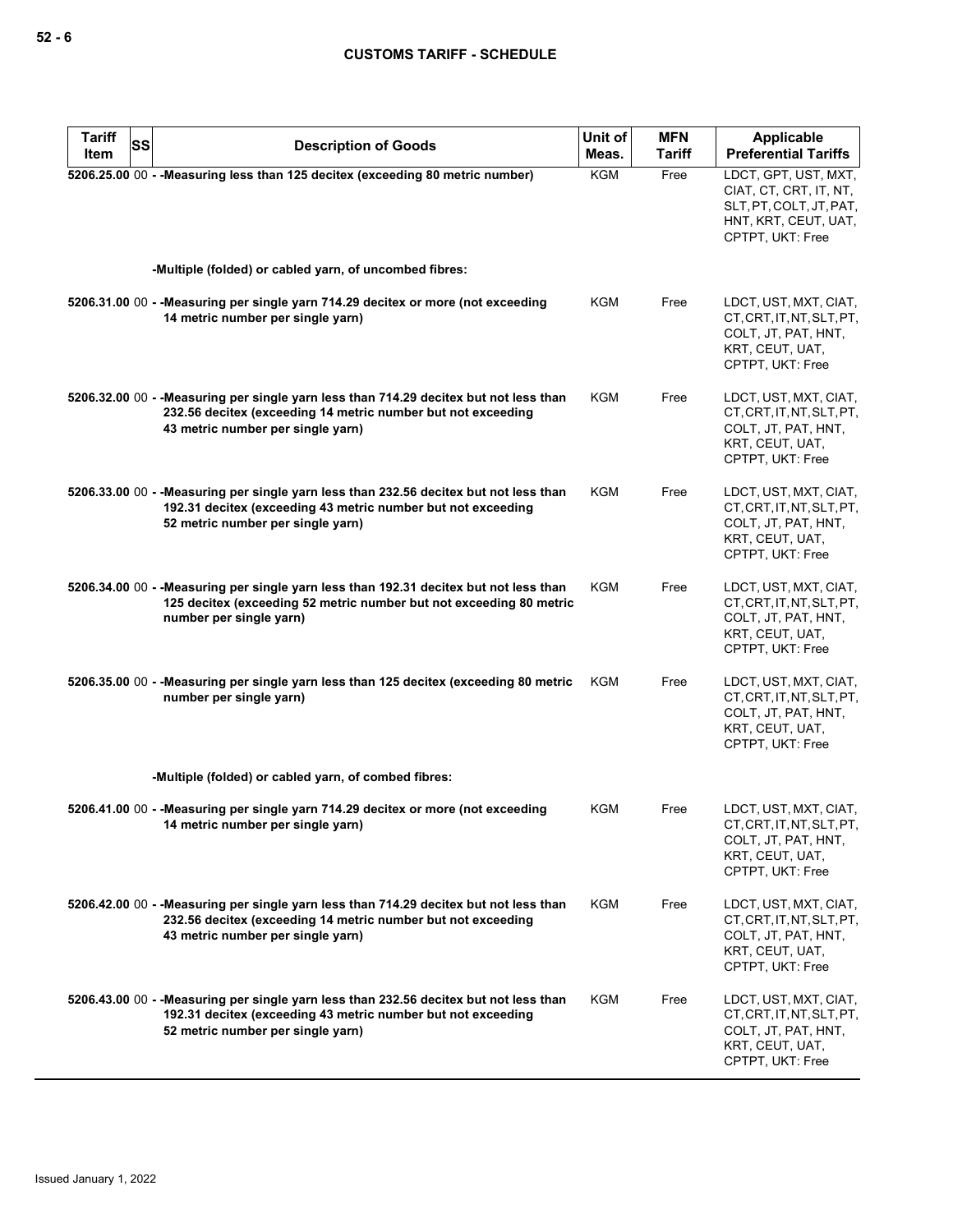| Tariff Item | SS | Description of Goods | Unit of Meas. | MFN Tariff | Applicable Preferential Tariffs |
|---|---|---|---|---|---|
| 5206.25.00 | 00 | - -Measuring less than 125 decitex (exceeding 80 metric number) | KGM | Free | LDCT, GPT, UST, MXT, CIAT, CT, CRT, IT, NT, SLT, PT, COLT, JT, PAT, HNT, KRT, CEUT, UAT, CPTPT, UKT: Free |
| | | -Multiple (folded) or cabled yarn, of uncombed fibres: | | | |
| 5206.31.00 | 00 | - -Measuring per single yarn 714.29 decitex or more (not exceeding 14 metric number per single yarn) | KGM | Free | LDCT, UST, MXT, CIAT, CT, CRT, IT, NT, SLT, PT, COLT, JT, PAT, HNT, KRT, CEUT, UAT, CPTPT, UKT: Free |
| 5206.32.00 | 00 | - -Measuring per single yarn less than 714.29 decitex but not less than 232.56 decitex (exceeding 14 metric number but not exceeding 43 metric number per single yarn) | KGM | Free | LDCT, UST, MXT, CIAT, CT, CRT, IT, NT, SLT, PT, COLT, JT, PAT, HNT, KRT, CEUT, UAT, CPTPT, UKT: Free |
| 5206.33.00 | 00 | - -Measuring per single yarn less than 232.56 decitex but not less than 192.31 decitex (exceeding 43 metric number but not exceeding 52 metric number per single yarn) | KGM | Free | LDCT, UST, MXT, CIAT, CT, CRT, IT, NT, SLT, PT, COLT, JT, PAT, HNT, KRT, CEUT, UAT, CPTPT, UKT: Free |
| 5206.34.00 | 00 | - -Measuring per single yarn less than 192.31 decitex but not less than 125 decitex (exceeding 52 metric number but not exceeding 80 metric number per single yarn) | KGM | Free | LDCT, UST, MXT, CIAT, CT, CRT, IT, NT, SLT, PT, COLT, JT, PAT, HNT, KRT, CEUT, UAT, CPTPT, UKT: Free |
| 5206.35.00 | 00 | - -Measuring per single yarn less than 125 decitex (exceeding 80 metric number per single yarn) | KGM | Free | LDCT, UST, MXT, CIAT, CT, CRT, IT, NT, SLT, PT, COLT, JT, PAT, HNT, KRT, CEUT, UAT, CPTPT, UKT: Free |
| | | -Multiple (folded) or cabled yarn, of combed fibres: | | | |
| 5206.41.00 | 00 | - -Measuring per single yarn 714.29 decitex or more (not exceeding 14 metric number per single yarn) | KGM | Free | LDCT, UST, MXT, CIAT, CT, CRT, IT, NT, SLT, PT, COLT, JT, PAT, HNT, KRT, CEUT, UAT, CPTPT, UKT: Free |
| 5206.42.00 | 00 | - -Measuring per single yarn less than 714.29 decitex but not less than 232.56 decitex (exceeding 14 metric number but not exceeding 43 metric number per single yarn) | KGM | Free | LDCT, UST, MXT, CIAT, CT, CRT, IT, NT, SLT, PT, COLT, JT, PAT, HNT, KRT, CEUT, UAT, CPTPT, UKT: Free |
| 5206.43.00 | 00 | - -Measuring per single yarn less than 232.56 decitex but not less than 192.31 decitex (exceeding 43 metric number but not exceeding 52 metric number per single yarn) | KGM | Free | LDCT, UST, MXT, CIAT, CT, CRT, IT, NT, SLT, PT, COLT, JT, PAT, HNT, KRT, CEUT, UAT, CPTPT, UKT: Free |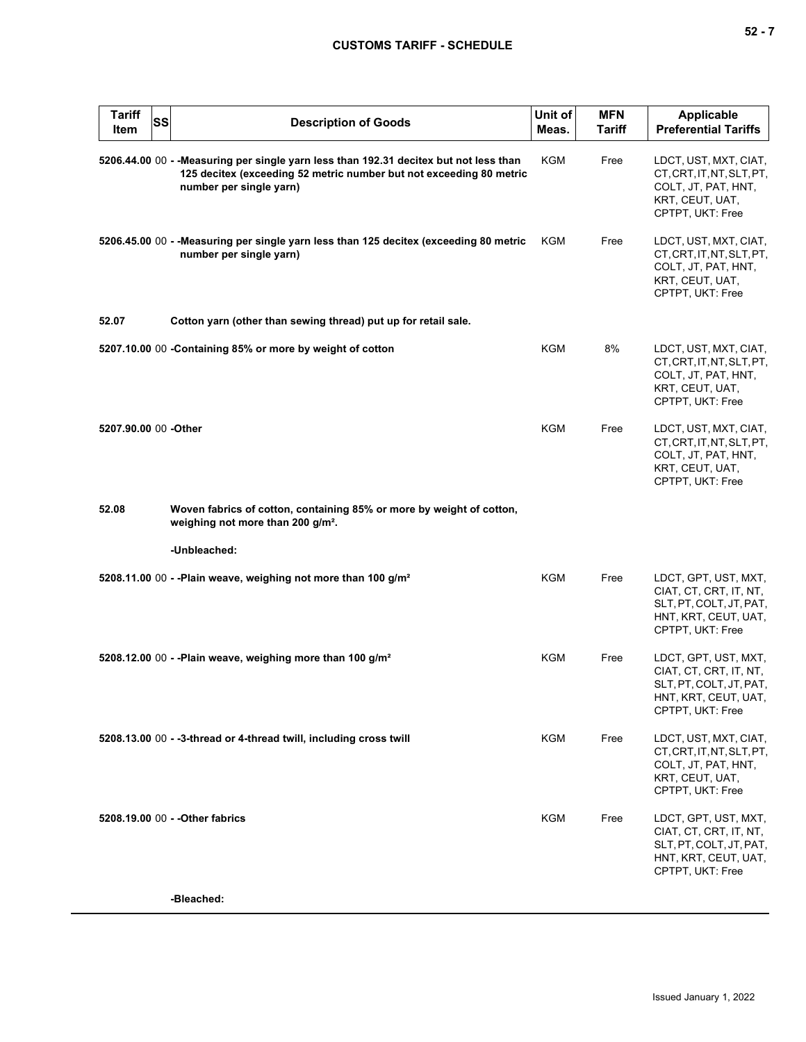| Tariff Item | SS | Description of Goods | Unit of Meas. | MFN Tariff | Applicable Preferential Tariffs |
|---|---|---|---|---|---|
| 5206.44.00 | 00 | - -Measuring per single yarn less than 192.31 decitex but not less than 125 decitex (exceeding 52 metric number but not exceeding 80 metric number per single yarn) | KGM | Free | LDCT, UST, MXT, CIAT, CT, CRT, IT, NT, SLT, PT, COLT, JT, PAT, HNT, KRT, CEUT, UAT, CPTPT, UKT: Free |
| 5206.45.00 | 00 | - -Measuring per single yarn less than 125 decitex (exceeding 80 metric number per single yarn) | KGM | Free | LDCT, UST, MXT, CIAT, CT, CRT, IT, NT, SLT, PT, COLT, JT, PAT, HNT, KRT, CEUT, UAT, CPTPT, UKT: Free |
| 52.07 | | Cotton yarn (other than sewing thread) put up for retail sale. | | | |
| 5207.10.00 | 00 | -Containing 85% or more by weight of cotton | KGM | 8% | LDCT, UST, MXT, CIAT, CT, CRT, IT, NT, SLT, PT, COLT, JT, PAT, HNT, KRT, CEUT, UAT, CPTPT, UKT: Free |
| 5207.90.00 | 00 | -Other | KGM | Free | LDCT, UST, MXT, CIAT, CT, CRT, IT, NT, SLT, PT, COLT, JT, PAT, HNT, KRT, CEUT, UAT, CPTPT, UKT: Free |
| 52.08 | | Woven fabrics of cotton, containing 85% or more by weight of cotton, weighing not more than 200 g/m². | | | |
| | | -Unbleached: | | | |
| 5208.11.00 | 00 | - -Plain weave, weighing not more than 100 g/m² | KGM | Free | LDCT, GPT, UST, MXT, CIAT, CT, CRT, IT, NT, SLT, PT, COLT, JT, PAT, HNT, KRT, CEUT, UAT, CPTPT, UKT: Free |
| 5208.12.00 | 00 | - -Plain weave, weighing more than 100 g/m² | KGM | Free | LDCT, GPT, UST, MXT, CIAT, CT, CRT, IT, NT, SLT, PT, COLT, JT, PAT, HNT, KRT, CEUT, UAT, CPTPT, UKT: Free |
| 5208.13.00 | 00 | - -3-thread or 4-thread twill, including cross twill | KGM | Free | LDCT, UST, MXT, CIAT, CT, CRT, IT, NT, SLT, PT, COLT, JT, PAT, HNT, KRT, CEUT, UAT, CPTPT, UKT: Free |
| 5208.19.00 | 00 | - -Other fabrics | KGM | Free | LDCT, GPT, UST, MXT, CIAT, CT, CRT, IT, NT, SLT, PT, COLT, JT, PAT, HNT, KRT, CEUT, UAT, CPTPT, UKT: Free |
| | | -Bleached: | | | |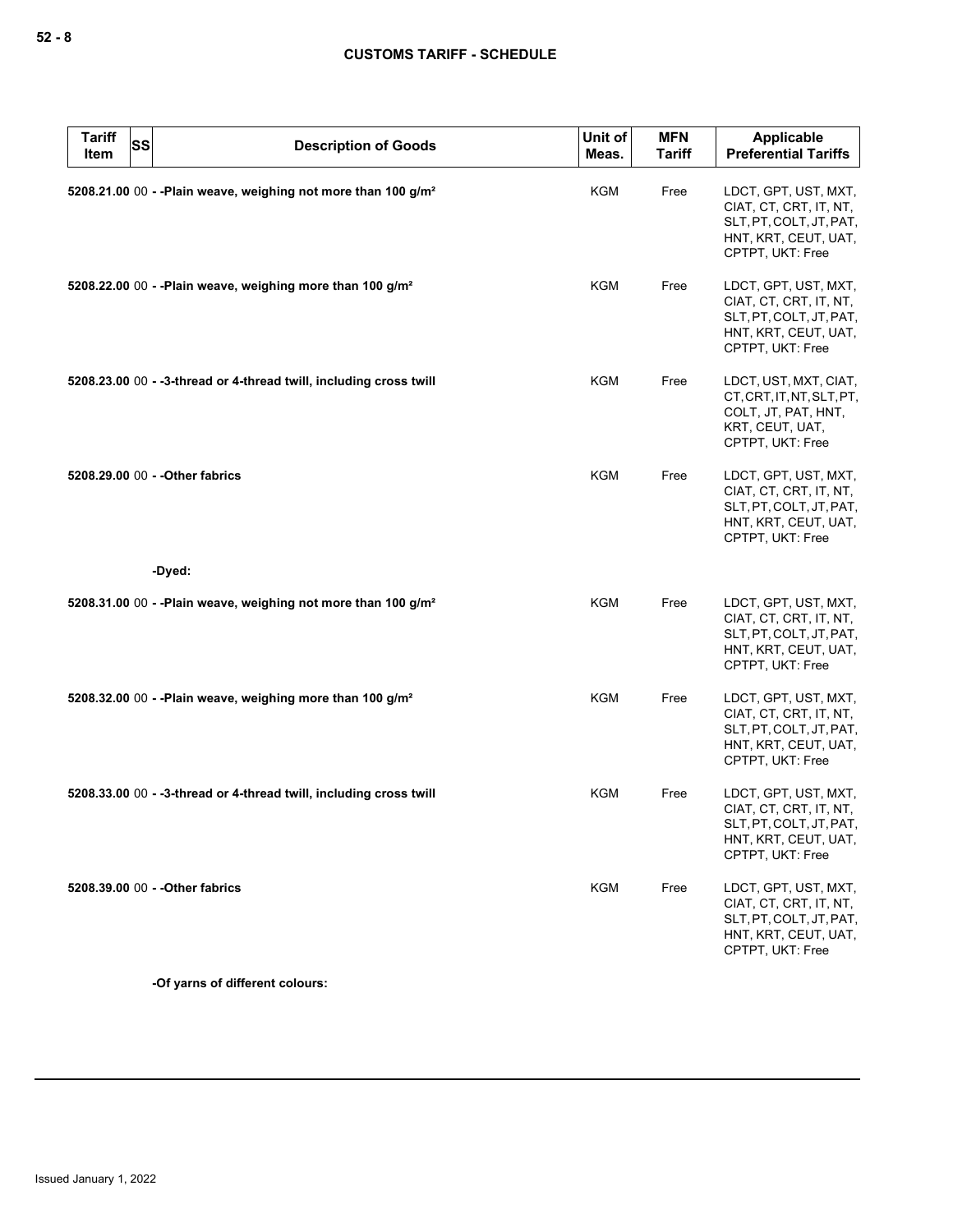| Tariff Item | SS | Description of Goods | Unit of Meas. | MFN Tariff | Applicable Preferential Tariffs |
|---|---|---|---|---|---|
| 5208.21.00 | 00 | - -Plain weave, weighing not more than 100 g/m² | KGM | Free | LDCT, GPT, UST, MXT, CIAT, CT, CRT, IT, NT, SLT, PT, COLT, JT, PAT, HNT, KRT, CEUT, UAT, CPTPT, UKT: Free |
| 5208.22.00 | 00 | - -Plain weave, weighing more than 100 g/m² | KGM | Free | LDCT, GPT, UST, MXT, CIAT, CT, CRT, IT, NT, SLT, PT, COLT, JT, PAT, HNT, KRT, CEUT, UAT, CPTPT, UKT: Free |
| 5208.23.00 | 00 | - -3-thread or 4-thread twill, including cross twill | KGM | Free | LDCT, UST, MXT, CIAT, CT, CRT, IT, NT, SLT, PT, COLT, JT, PAT, HNT, KRT, CEUT, UAT, CPTPT, UKT: Free |
| 5208.29.00 | 00 | - -Other fabrics | KGM | Free | LDCT, GPT, UST, MXT, CIAT, CT, CRT, IT, NT, SLT, PT, COLT, JT, PAT, HNT, KRT, CEUT, UAT, CPTPT, UKT: Free |
| | | -Dyed: | | | |
| 5208.31.00 | 00 | - -Plain weave, weighing not more than 100 g/m² | KGM | Free | LDCT, GPT, UST, MXT, CIAT, CT, CRT, IT, NT, SLT, PT, COLT, JT, PAT, HNT, KRT, CEUT, UAT, CPTPT, UKT: Free |
| 5208.32.00 | 00 | - -Plain weave, weighing more than 100 g/m² | KGM | Free | LDCT, GPT, UST, MXT, CIAT, CT, CRT, IT, NT, SLT, PT, COLT, JT, PAT, HNT, KRT, CEUT, UAT, CPTPT, UKT: Free |
| 5208.33.00 | 00 | - -3-thread or 4-thread twill, including cross twill | KGM | Free | LDCT, GPT, UST, MXT, CIAT, CT, CRT, IT, NT, SLT, PT, COLT, JT, PAT, HNT, KRT, CEUT, UAT, CPTPT, UKT: Free |
| 5208.39.00 | 00 | - -Other fabrics | KGM | Free | LDCT, GPT, UST, MXT, CIAT, CT, CRT, IT, NT, SLT, PT, COLT, JT, PAT, HNT, KRT, CEUT, UAT, CPTPT, UKT: Free |
| | | -Of yarns of different colours: | | | |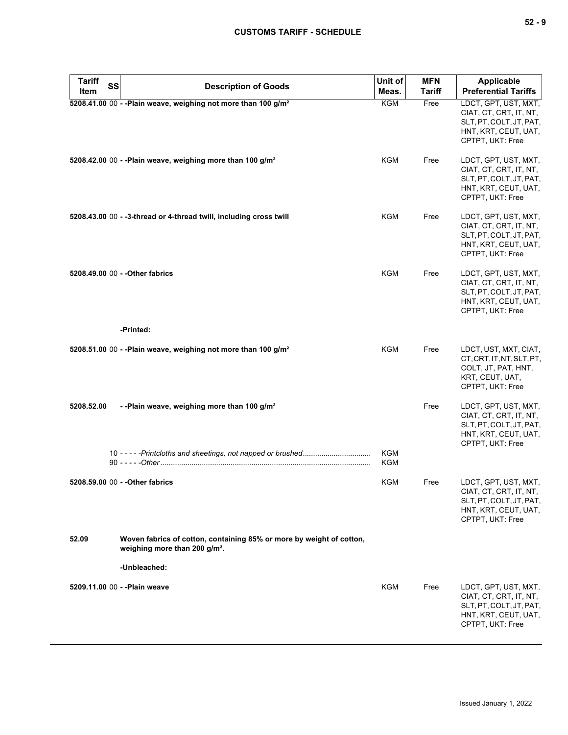| Tariff Item | SS | Description of Goods | Unit of Meas. | MFN Tariff | Applicable Preferential Tariffs |
|---|---|---|---|---|---|
| **5208.41.00** | 00 | **- -Plain weave, weighing not more than 100 g/m²** | KGM | Free | LDCT, GPT, UST, MXT, CIAT, CT, CRT, IT, NT, SLT, PT, COLT, JT, PAT, HNT, KRT, CEUT, UAT, CPTPT, UKT: Free |
| **5208.42.00** | 00 | **- -Plain weave, weighing more than 100 g/m²** | KGM | Free | LDCT, GPT, UST, MXT, CIAT, CT, CRT, IT, NT, SLT, PT, COLT, JT, PAT, HNT, KRT, CEUT, UAT, CPTPT, UKT: Free |
| **5208.43.00** | 00 | **- -3-thread or 4-thread twill, including cross twill** | KGM | Free | LDCT, GPT, UST, MXT, CIAT, CT, CRT, IT, NT, SLT, PT, COLT, JT, PAT, HNT, KRT, CEUT, UAT, CPTPT, UKT: Free |
| **5208.49.00** | 00 | **- -Other fabrics** | KGM | Free | LDCT, GPT, UST, MXT, CIAT, CT, CRT, IT, NT, SLT, PT, COLT, JT, PAT, HNT, KRT, CEUT, UAT, CPTPT, UKT: Free |
| | | **-Printed:** | | | |
| **5208.51.00** | 00 | **- -Plain weave, weighing not more than 100 g/m²** | KGM | Free | LDCT, UST, MXT, CIAT, CT, CRT, IT, NT, SLT, PT, COLT, JT, PAT, HNT, KRT, CEUT, UAT, CPTPT, UKT: Free |
| **5208.52.00** | | **- -Plain weave, weighing more than 100 g/m²** | | Free | LDCT, GPT, UST, MXT, CIAT, CT, CRT, IT, NT, SLT, PT, COLT, JT, PAT, HNT, KRT, CEUT, UAT, CPTPT, UKT: Free |
| | 10 | - - - - -*Printcloths and sheetings, not napped or brushed* | KGM | | |
| | 90 | - - - - -*Other* | KGM | | |
| **5208.59.00** | 00 | **- -Other fabrics** | KGM | Free | LDCT, GPT, UST, MXT, CIAT, CT, CRT, IT, NT, SLT, PT, COLT, JT, PAT, HNT, KRT, CEUT, UAT, CPTPT, UKT: Free |
| **52.09** | | **Woven fabrics of cotton, containing 85% or more by weight of cotton, weighing more than 200 g/m².** | | | |
| | | **-Unbleached:** | | | |
| **5209.11.00** | 00 | **- -Plain weave** | KGM | Free | LDCT, GPT, UST, MXT, CIAT, CT, CRT, IT, NT, SLT, PT, COLT, JT, PAT, HNT, KRT, CEUT, UAT, CPTPT, UKT: Free |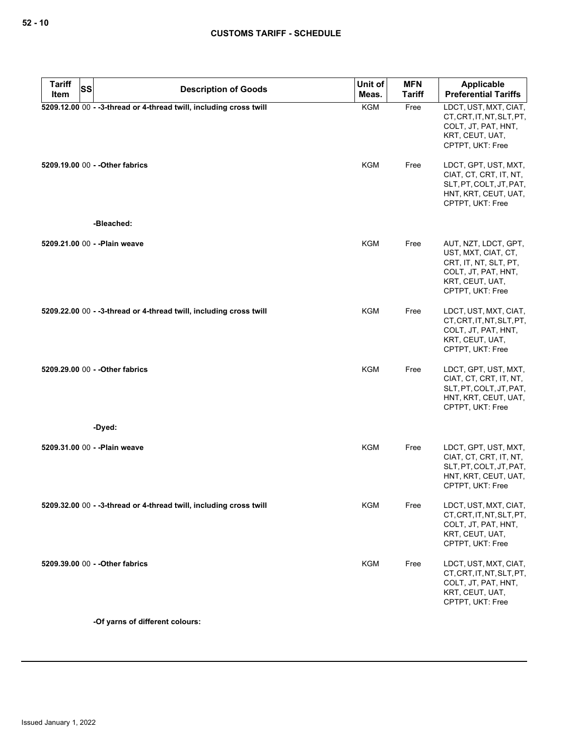| Tariff Item | SS | Description of Goods | Unit of Meas. | MFN Tariff | Applicable Preferential Tariffs |
|---|---|---|---|---|---|
| 5209.12.00 | 00 | - -3-thread or 4-thread twill, including cross twill | KGM | Free | LDCT, UST, MXT, CIAT, CT, CRT, IT, NT, SLT, PT, COLT, JT, PAT, HNT, KRT, CEUT, UAT, CPTPT, UKT: Free |
| 5209.19.00 | 00 | - -Other fabrics | KGM | Free | LDCT, GPT, UST, MXT, CIAT, CT, CRT, IT, NT, SLT, PT, COLT, JT, PAT, HNT, KRT, CEUT, UAT, CPTPT, UKT: Free |
| | | -Bleached: | | | |
| 5209.21.00 | 00 | - -Plain weave | KGM | Free | AUT, NZT, LDCT, GPT, UST, MXT, CIAT, CT, CRT, IT, NT, SLT, PT, COLT, JT, PAT, HNT, KRT, CEUT, UAT, CPTPT, UKT: Free |
| 5209.22.00 | 00 | - -3-thread or 4-thread twill, including cross twill | KGM | Free | LDCT, UST, MXT, CIAT, CT, CRT, IT, NT, SLT, PT, COLT, JT, PAT, HNT, KRT, CEUT, UAT, CPTPT, UKT: Free |
| 5209.29.00 | 00 | - -Other fabrics | KGM | Free | LDCT, GPT, UST, MXT, CIAT, CT, CRT, IT, NT, SLT, PT, COLT, JT, PAT, HNT, KRT, CEUT, UAT, CPTPT, UKT: Free |
| | | -Dyed: | | | |
| 5209.31.00 | 00 | - -Plain weave | KGM | Free | LDCT, GPT, UST, MXT, CIAT, CT, CRT, IT, NT, SLT, PT, COLT, JT, PAT, HNT, KRT, CEUT, UAT, CPTPT, UKT: Free |
| 5209.32.00 | 00 | - -3-thread or 4-thread twill, including cross twill | KGM | Free | LDCT, UST, MXT, CIAT, CT, CRT, IT, NT, SLT, PT, COLT, JT, PAT, HNT, KRT, CEUT, UAT, CPTPT, UKT: Free |
| 5209.39.00 | 00 | - -Other fabrics | KGM | Free | LDCT, UST, MXT, CIAT, CT, CRT, IT, NT, SLT, PT, COLT, JT, PAT, HNT, KRT, CEUT, UAT, CPTPT, UKT: Free |
| | | -Of yarns of different colours: | | | |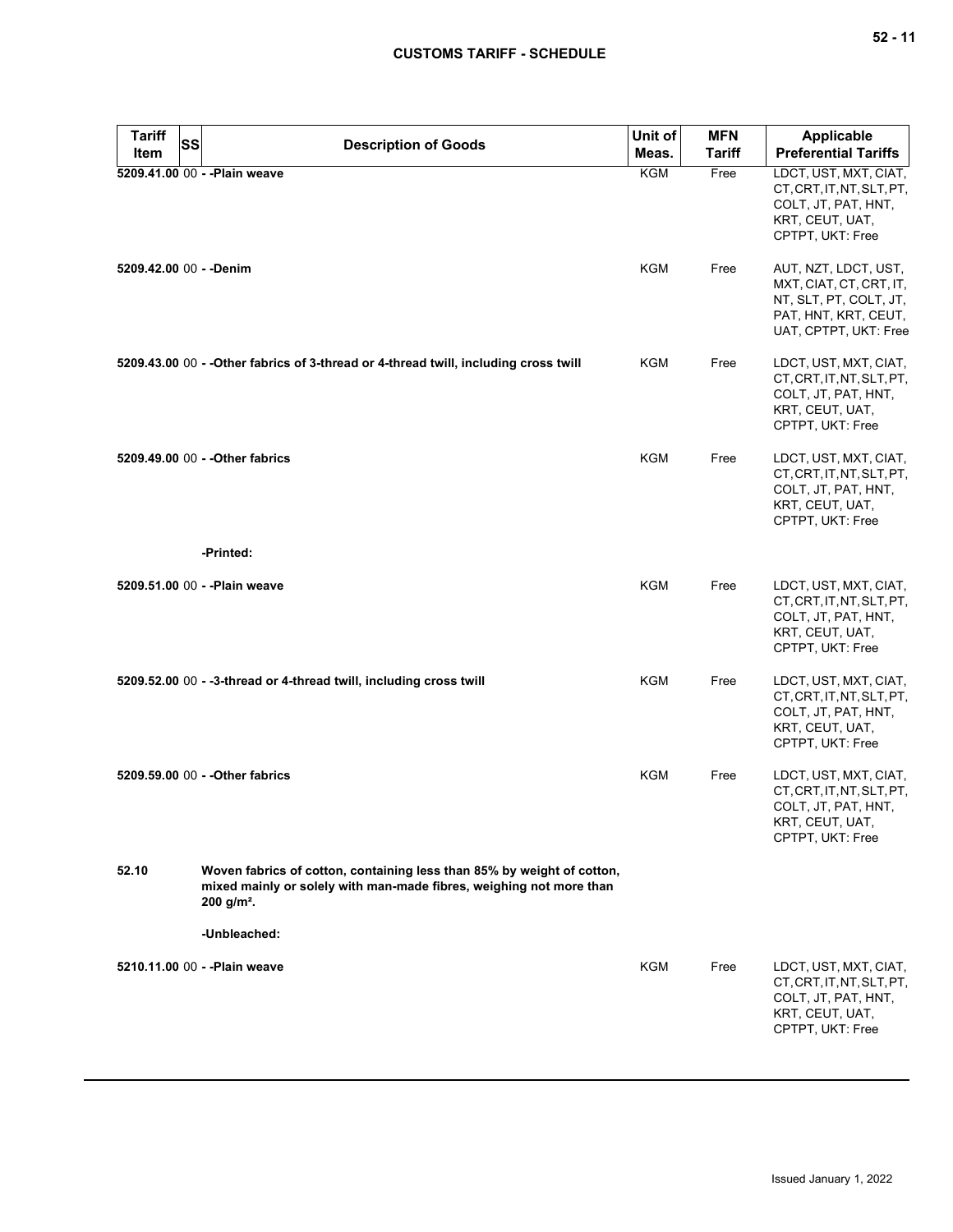| Tariff Item | SS | Description of Goods | Unit of Meas. | MFN Tariff | Applicable Preferential Tariffs |
|---|---|---|---|---|---|
| 5209.41.00 | 00 | - -Plain weave | KGM | Free | LDCT, UST, MXT, CIAT, CT, CRT, IT, NT, SLT, PT, COLT, JT, PAT, HNT, KRT, CEUT, UAT, CPTPT, UKT: Free |
| 5209.42.00 | 00 | - -Denim | KGM | Free | AUT, NZT, LDCT, UST, MXT, CIAT, CT, CRT, IT, NT, SLT, PT, COLT, JT, PAT, HNT, KRT, CEUT, UAT, CPTPT, UKT: Free |
| 5209.43.00 | 00 | - -Other fabrics of 3-thread or 4-thread twill, including cross twill | KGM | Free | LDCT, UST, MXT, CIAT, CT, CRT, IT, NT, SLT, PT, COLT, JT, PAT, HNT, KRT, CEUT, UAT, CPTPT, UKT: Free |
| 5209.49.00 | 00 | - -Other fabrics | KGM | Free | LDCT, UST, MXT, CIAT, CT, CRT, IT, NT, SLT, PT, COLT, JT, PAT, HNT, KRT, CEUT, UAT, CPTPT, UKT: Free |
| | | -Printed: | | | |
| 5209.51.00 | 00 | - -Plain weave | KGM | Free | LDCT, UST, MXT, CIAT, CT, CRT, IT, NT, SLT, PT, COLT, JT, PAT, HNT, KRT, CEUT, UAT, CPTPT, UKT: Free |
| 5209.52.00 | 00 | - -3-thread or 4-thread twill, including cross twill | KGM | Free | LDCT, UST, MXT, CIAT, CT, CRT, IT, NT, SLT, PT, COLT, JT, PAT, HNT, KRT, CEUT, UAT, CPTPT, UKT: Free |
| 5209.59.00 | 00 | - -Other fabrics | KGM | Free | LDCT, UST, MXT, CIAT, CT, CRT, IT, NT, SLT, PT, COLT, JT, PAT, HNT, KRT, CEUT, UAT, CPTPT, UKT: Free |
| 52.10 | | Woven fabrics of cotton, containing less than 85% by weight of cotton, mixed mainly or solely with man-made fibres, weighing not more than 200 g/m². | | | |
| | | -Unbleached: | | | |
| 5210.11.00 | 00 | - -Plain weave | KGM | Free | LDCT, UST, MXT, CIAT, CT, CRT, IT, NT, SLT, PT, COLT, JT, PAT, HNT, KRT, CEUT, UAT, CPTPT, UKT: Free |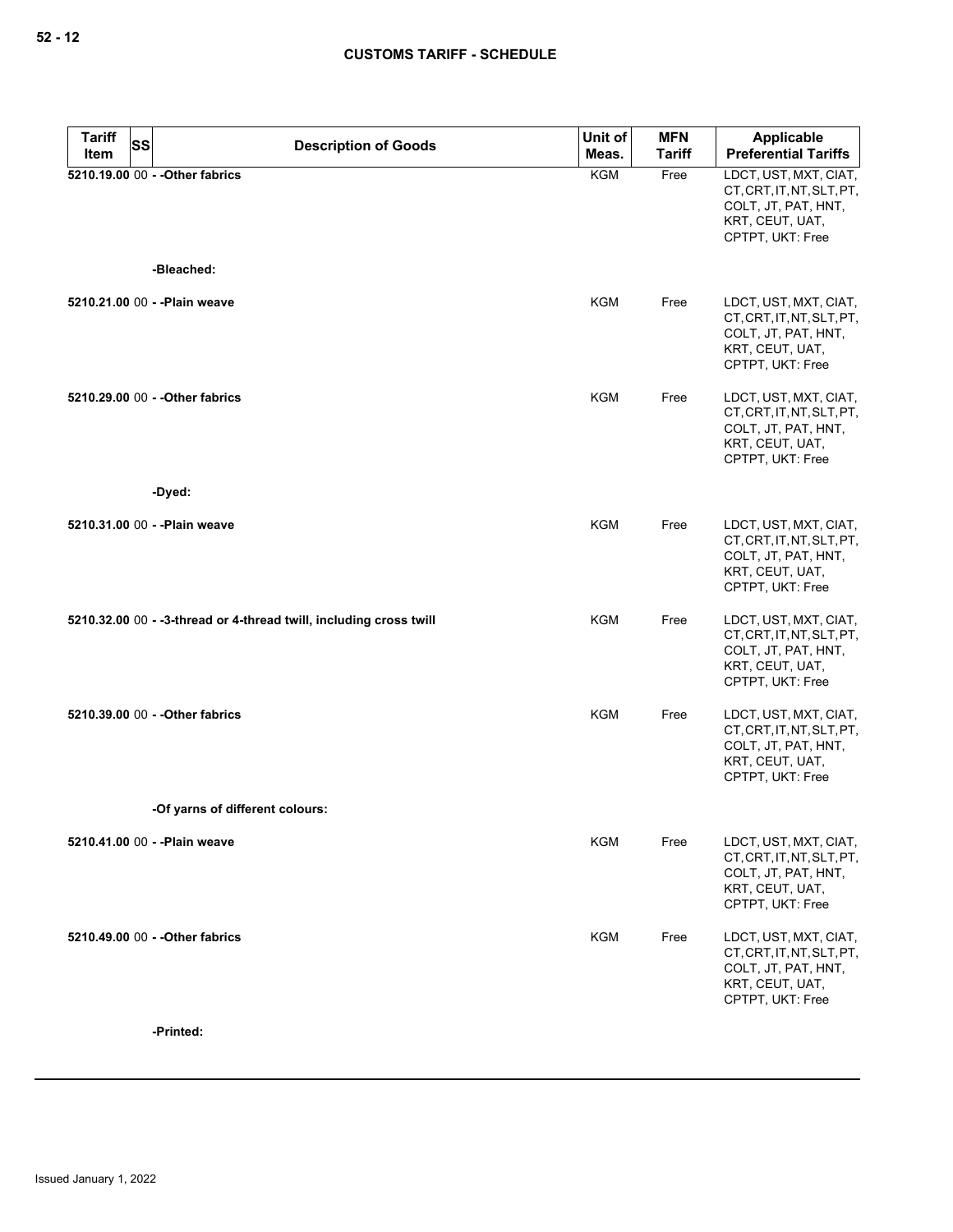| Tariff Item | SS | Description of Goods | Unit of Meas. | MFN Tariff | Applicable Preferential Tariffs |
|---|---|---|---|---|---|
| 5210.19.00 | 00 | - -Other fabrics | KGM | Free | LDCT, UST, MXT, CIAT, CT, CRT, IT, NT, SLT, PT, COLT, JT, PAT, HNT, KRT, CEUT, UAT, CPTPT, UKT: Free |
| | | -Bleached: | | | |
| 5210.21.00 | 00 | - -Plain weave | KGM | Free | LDCT, UST, MXT, CIAT, CT, CRT, IT, NT, SLT, PT, COLT, JT, PAT, HNT, KRT, CEUT, UAT, CPTPT, UKT: Free |
| 5210.29.00 | 00 | - -Other fabrics | KGM | Free | LDCT, UST, MXT, CIAT, CT, CRT, IT, NT, SLT, PT, COLT, JT, PAT, HNT, KRT, CEUT, UAT, CPTPT, UKT: Free |
| | | -Dyed: | | | |
| 5210.31.00 | 00 | - -Plain weave | KGM | Free | LDCT, UST, MXT, CIAT, CT, CRT, IT, NT, SLT, PT, COLT, JT, PAT, HNT, KRT, CEUT, UAT, CPTPT, UKT: Free |
| 5210.32.00 | 00 | - -3-thread or 4-thread twill, including cross twill | KGM | Free | LDCT, UST, MXT, CIAT, CT, CRT, IT, NT, SLT, PT, COLT, JT, PAT, HNT, KRT, CEUT, UAT, CPTPT, UKT: Free |
| 5210.39.00 | 00 | - -Other fabrics | KGM | Free | LDCT, UST, MXT, CIAT, CT, CRT, IT, NT, SLT, PT, COLT, JT, PAT, HNT, KRT, CEUT, UAT, CPTPT, UKT: Free |
| | | -Of yarns of different colours: | | | |
| 5210.41.00 | 00 | - -Plain weave | KGM | Free | LDCT, UST, MXT, CIAT, CT, CRT, IT, NT, SLT, PT, COLT, JT, PAT, HNT, KRT, CEUT, UAT, CPTPT, UKT: Free |
| 5210.49.00 | 00 | - -Other fabrics | KGM | Free | LDCT, UST, MXT, CIAT, CT, CRT, IT, NT, SLT, PT, COLT, JT, PAT, HNT, KRT, CEUT, UAT, CPTPT, UKT: Free |
| | | -Printed: | | | |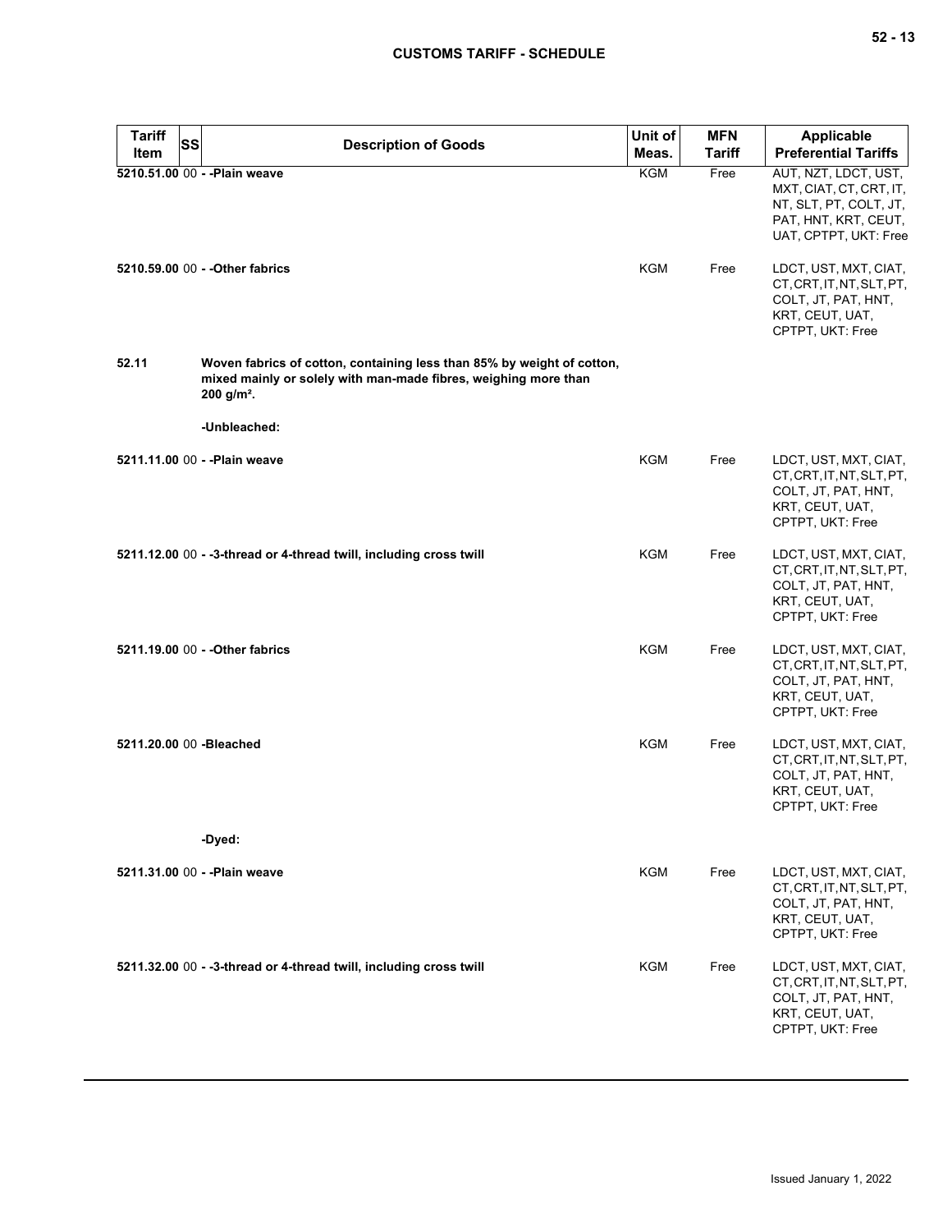| Tariff Item | SS | Description of Goods | Unit of Meas. | MFN Tariff | Applicable Preferential Tariffs |
|---|---|---|---|---|---|
| 5210.51.00 | 00 | - -Plain weave | KGM | Free | AUT, NZT, LDCT, UST, MXT, CIAT, CT, CRT, IT, NT, SLT, PT, COLT, JT, PAT, HNT, KRT, CEUT, UAT, CPTPT, UKT: Free |
| 5210.59.00 | 00 | - -Other fabrics | KGM | Free | LDCT, UST, MXT, CIAT, CT, CRT, IT, NT, SLT, PT, COLT, JT, PAT, HNT, KRT, CEUT, UAT, CPTPT, UKT: Free |
| 52.11 | | Woven fabrics of cotton, containing less than 85% by weight of cotton, mixed mainly or solely with man-made fibres, weighing more than 200 g/m². | | | |
| | | -Unbleached: | | | |
| 5211.11.00 | 00 | - -Plain weave | KGM | Free | LDCT, UST, MXT, CIAT, CT, CRT, IT, NT, SLT, PT, COLT, JT, PAT, HNT, KRT, CEUT, UAT, CPTPT, UKT: Free |
| 5211.12.00 | 00 | - -3-thread or 4-thread twill, including cross twill | KGM | Free | LDCT, UST, MXT, CIAT, CT, CRT, IT, NT, SLT, PT, COLT, JT, PAT, HNT, KRT, CEUT, UAT, CPTPT, UKT: Free |
| 5211.19.00 | 00 | - -Other fabrics | KGM | Free | LDCT, UST, MXT, CIAT, CT, CRT, IT, NT, SLT, PT, COLT, JT, PAT, HNT, KRT, CEUT, UAT, CPTPT, UKT: Free |
| 5211.20.00 | 00 | -Bleached | KGM | Free | LDCT, UST, MXT, CIAT, CT, CRT, IT, NT, SLT, PT, COLT, JT, PAT, HNT, KRT, CEUT, UAT, CPTPT, UKT: Free |
| | | -Dyed: | | | |
| 5211.31.00 | 00 | - -Plain weave | KGM | Free | LDCT, UST, MXT, CIAT, CT, CRT, IT, NT, SLT, PT, COLT, JT, PAT, HNT, KRT, CEUT, UAT, CPTPT, UKT: Free |
| 5211.32.00 | 00 | - -3-thread or 4-thread twill, including cross twill | KGM | Free | LDCT, UST, MXT, CIAT, CT, CRT, IT, NT, SLT, PT, COLT, JT, PAT, HNT, KRT, CEUT, UAT, CPTPT, UKT: Free |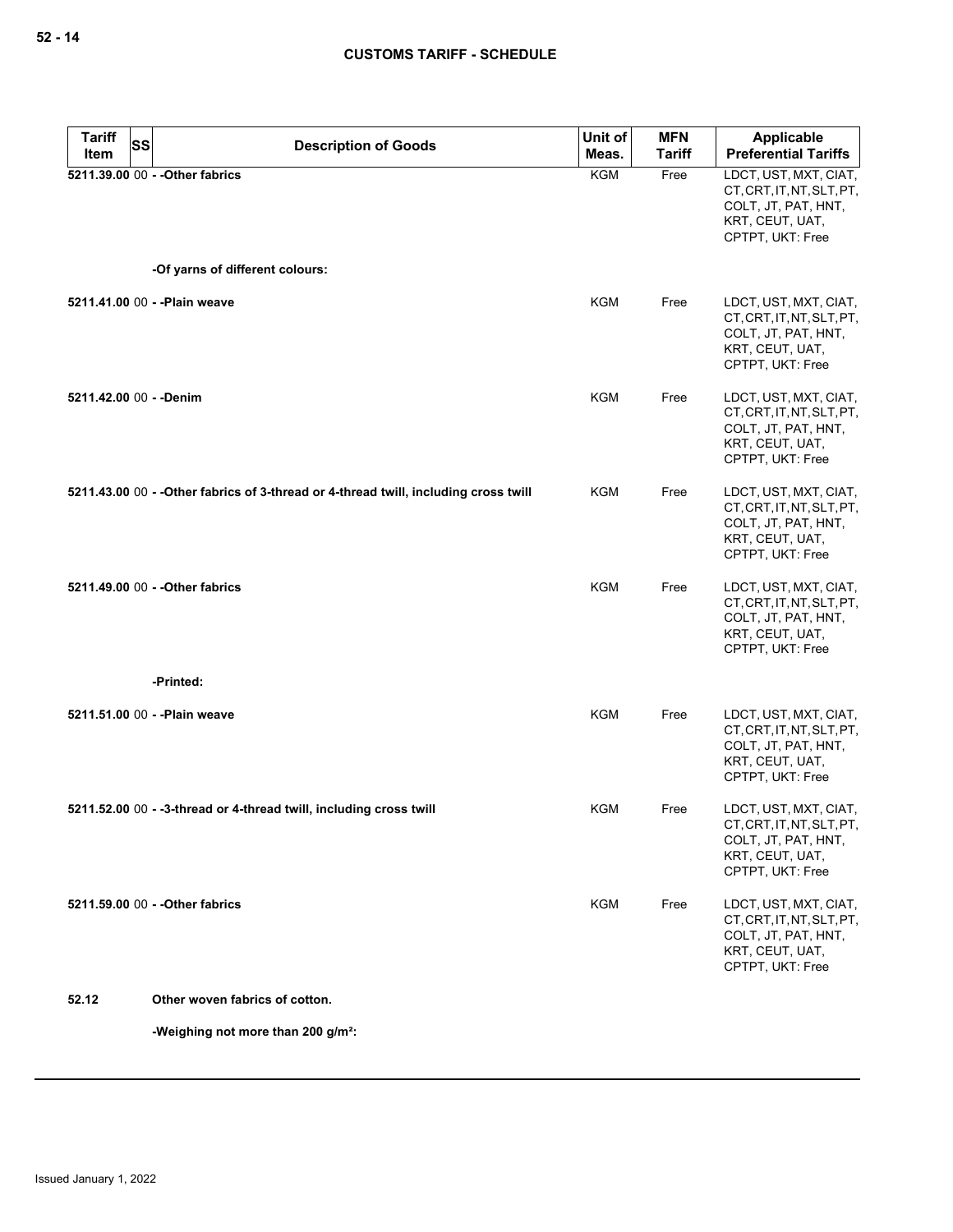| Tariff Item | SS | Description of Goods | Unit of Meas. | MFN Tariff | Applicable Preferential Tariffs |
|---|---|---|---|---|---|
| 5211.39.00 | 00 | - -Other fabrics | KGM | Free | LDCT, UST, MXT, CIAT, CT, CRT, IT, NT, SLT, PT, COLT, JT, PAT, HNT, KRT, CEUT, UAT, CPTPT, UKT: Free |
| | | -Of yarns of different colours: | | | |
| 5211.41.00 | 00 | - -Plain weave | KGM | Free | LDCT, UST, MXT, CIAT, CT, CRT, IT, NT, SLT, PT, COLT, JT, PAT, HNT, KRT, CEUT, UAT, CPTPT, UKT: Free |
| 5211.42.00 | 00 | - -Denim | KGM | Free | LDCT, UST, MXT, CIAT, CT, CRT, IT, NT, SLT, PT, COLT, JT, PAT, HNT, KRT, CEUT, UAT, CPTPT, UKT: Free |
| 5211.43.00 | 00 | - -Other fabrics of 3-thread or 4-thread twill, including cross twill | KGM | Free | LDCT, UST, MXT, CIAT, CT, CRT, IT, NT, SLT, PT, COLT, JT, PAT, HNT, KRT, CEUT, UAT, CPTPT, UKT: Free |
| 5211.49.00 | 00 | - -Other fabrics | KGM | Free | LDCT, UST, MXT, CIAT, CT, CRT, IT, NT, SLT, PT, COLT, JT, PAT, HNT, KRT, CEUT, UAT, CPTPT, UKT: Free |
| | | -Printed: | | | |
| 5211.51.00 | 00 | - -Plain weave | KGM | Free | LDCT, UST, MXT, CIAT, CT, CRT, IT, NT, SLT, PT, COLT, JT, PAT, HNT, KRT, CEUT, UAT, CPTPT, UKT: Free |
| 5211.52.00 | 00 | - -3-thread or 4-thread twill, including cross twill | KGM | Free | LDCT, UST, MXT, CIAT, CT, CRT, IT, NT, SLT, PT, COLT, JT, PAT, HNT, KRT, CEUT, UAT, CPTPT, UKT: Free |
| 5211.59.00 | 00 | - -Other fabrics | KGM | Free | LDCT, UST, MXT, CIAT, CT, CRT, IT, NT, SLT, PT, COLT, JT, PAT, HNT, KRT, CEUT, UAT, CPTPT, UKT: Free |
| 52.12 | | Other woven fabrics of cotton. | | | |
| | | -Weighing not more than 200 g/m²: | | | |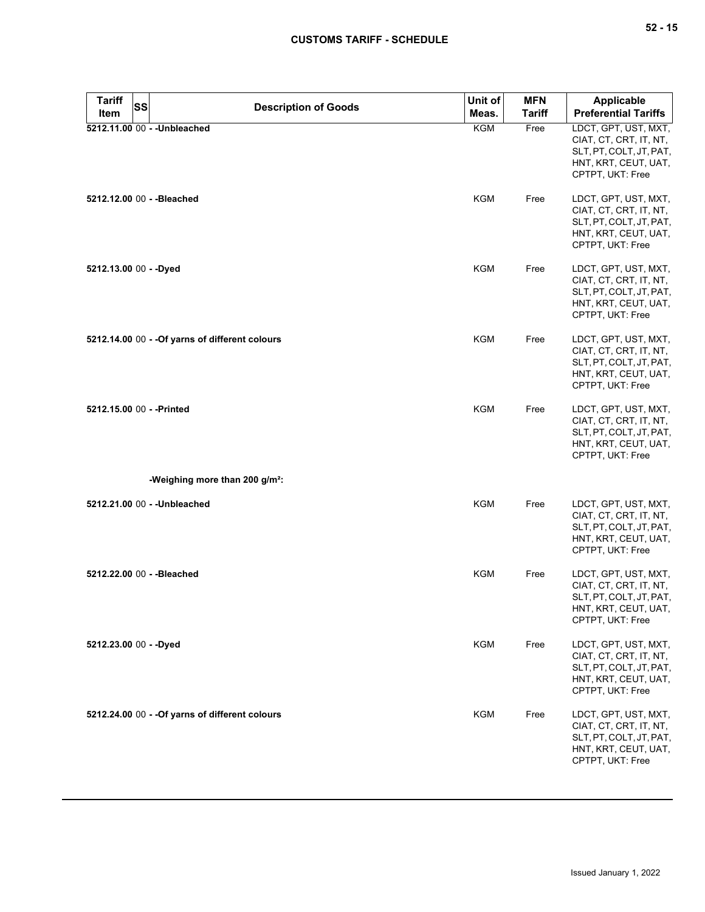| Tariff Item | SS | Description of Goods | Unit of Meas. | MFN Tariff | Applicable Preferential Tariffs |
|---|---|---|---|---|---|
| 5212.11.00 | 00 | - -Unbleached | KGM | Free | LDCT, GPT, UST, MXT, CIAT, CT, CRT, IT, NT, SLT, PT, COLT, JT, PAT, HNT, KRT, CEUT, UAT, CPTPT, UKT: Free |
| 5212.12.00 | 00 | - -Bleached | KGM | Free | LDCT, GPT, UST, MXT, CIAT, CT, CRT, IT, NT, SLT, PT, COLT, JT, PAT, HNT, KRT, CEUT, UAT, CPTPT, UKT: Free |
| 5212.13.00 | 00 | - -Dyed | KGM | Free | LDCT, GPT, UST, MXT, CIAT, CT, CRT, IT, NT, SLT, PT, COLT, JT, PAT, HNT, KRT, CEUT, UAT, CPTPT, UKT: Free |
| 5212.14.00 | 00 | - -Of yarns of different colours | KGM | Free | LDCT, GPT, UST, MXT, CIAT, CT, CRT, IT, NT, SLT, PT, COLT, JT, PAT, HNT, KRT, CEUT, UAT, CPTPT, UKT: Free |
| 5212.15.00 | 00 | - -Printed | KGM | Free | LDCT, GPT, UST, MXT, CIAT, CT, CRT, IT, NT, SLT, PT, COLT, JT, PAT, HNT, KRT, CEUT, UAT, CPTPT, UKT: Free |
| | | -Weighing more than 200 g/m²: | | | |
| 5212.21.00 | 00 | - -Unbleached | KGM | Free | LDCT, GPT, UST, MXT, CIAT, CT, CRT, IT, NT, SLT, PT, COLT, JT, PAT, HNT, KRT, CEUT, UAT, CPTPT, UKT: Free |
| 5212.22.00 | 00 | - -Bleached | KGM | Free | LDCT, GPT, UST, MXT, CIAT, CT, CRT, IT, NT, SLT, PT, COLT, JT, PAT, HNT, KRT, CEUT, UAT, CPTPT, UKT: Free |
| 5212.23.00 | 00 | - -Dyed | KGM | Free | LDCT, GPT, UST, MXT, CIAT, CT, CRT, IT, NT, SLT, PT, COLT, JT, PAT, HNT, KRT, CEUT, UAT, CPTPT, UKT: Free |
| 5212.24.00 | 00 | - -Of yarns of different colours | KGM | Free | LDCT, GPT, UST, MXT, CIAT, CT, CRT, IT, NT, SLT, PT, COLT, JT, PAT, HNT, KRT, CEUT, UAT, CPTPT, UKT: Free |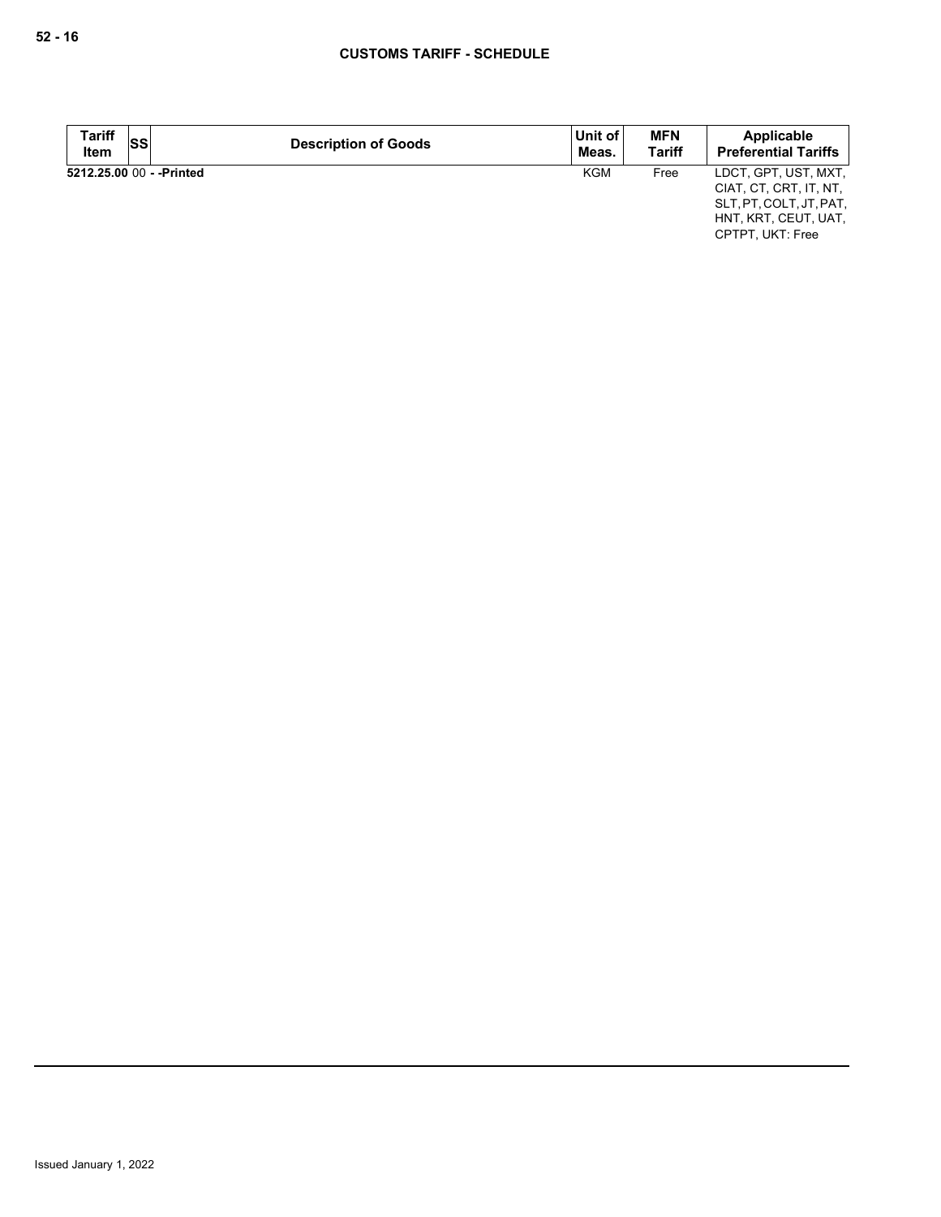| Tariff Item | SS | Description of Goods | Unit of Meas. | MFN Tariff | Applicable Preferential Tariffs |
|---|---|---|---|---|---|
| 5212.25.00 | 00 | - -Printed | KGM | Free | LDCT, GPT, UST, MXT, CIAT, CT, CRT, IT, NT, SLT, PT, COLT, JT, PAT, HNT, KRT, CEUT, UAT, CPTPT, UKT: Free |